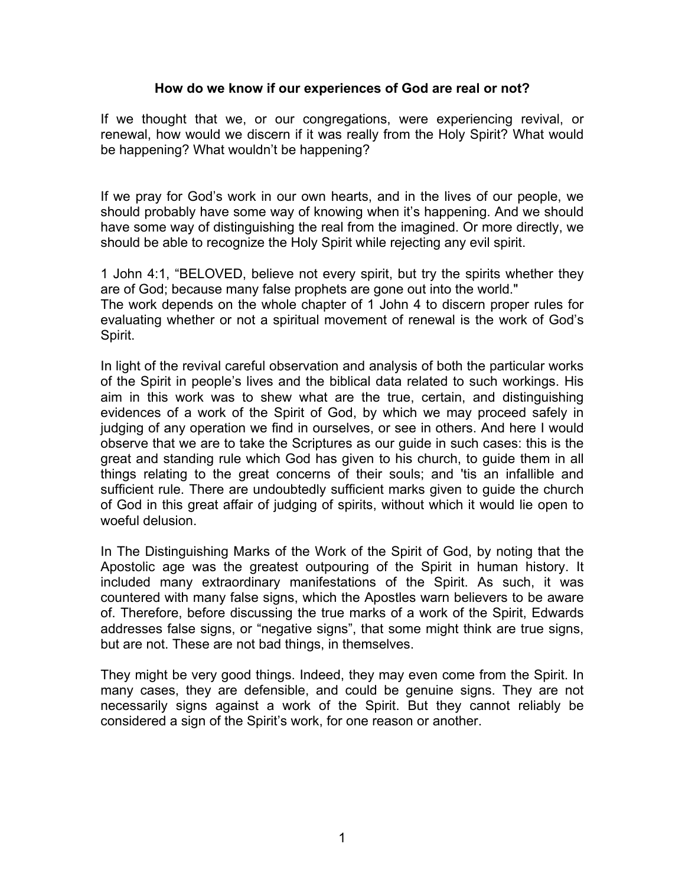**How do we know if our experiences of God are real or not?**

If we thought that we, or our congregations, were experiencing revival, or renewal, how would we discern if it was really from the Holy Spirit? What would be happening? What wouldn't be happening?

If we pray for God's work in our own hearts, and in the lives of our people, we should probably have some way of knowing when it's happening. And we should have some way of distinguishing the real from the imagined. Or more directly, we should be able to recognize the Holy Spirit while rejecting any evil spirit.

1 John 4:1, "BELOVED, believe not every spirit, but try the spirits whether they are of God; because many false prophets are gone out into the world."
The work depends on the whole chapter of 1 John 4 to discern proper rules for evaluating whether or not a spiritual movement of renewal is the work of God's Spirit.

In light of the revival careful observation and analysis of both the particular works of the Spirit in people's lives and the biblical data related to such workings. His aim in this work was to shew what are the true, certain, and distinguishing evidences of a work of the Spirit of God, by which we may proceed safely in judging of any operation we find in ourselves, or see in others. And here I would observe that we are to take the Scriptures as our guide in such cases: this is the great and standing rule which God has given to his church, to guide them in all things relating to the great concerns of their souls; and 'tis an infallible and sufficient rule. There are undoubtedly sufficient marks given to guide the church of God in this great affair of judging of spirits, without which it would lie open to woeful delusion.

In The Distinguishing Marks of the Work of the Spirit of God, by noting that the Apostolic age was the greatest outpouring of the Spirit in human history. It included many extraordinary manifestations of the Spirit. As such, it was countered with many false signs, which the Apostles warn believers to be aware of. Therefore, before discussing the true marks of a work of the Spirit, Edwards addresses false signs, or "negative signs", that some might think are true signs, but are not. These are not bad things, in themselves.

They might be very good things. Indeed, they may even come from the Spirit. In many cases, they are defensible, and could be genuine signs. They are not necessarily signs against a work of the Spirit. But they cannot reliably be considered a sign of the Spirit's work, for one reason or another.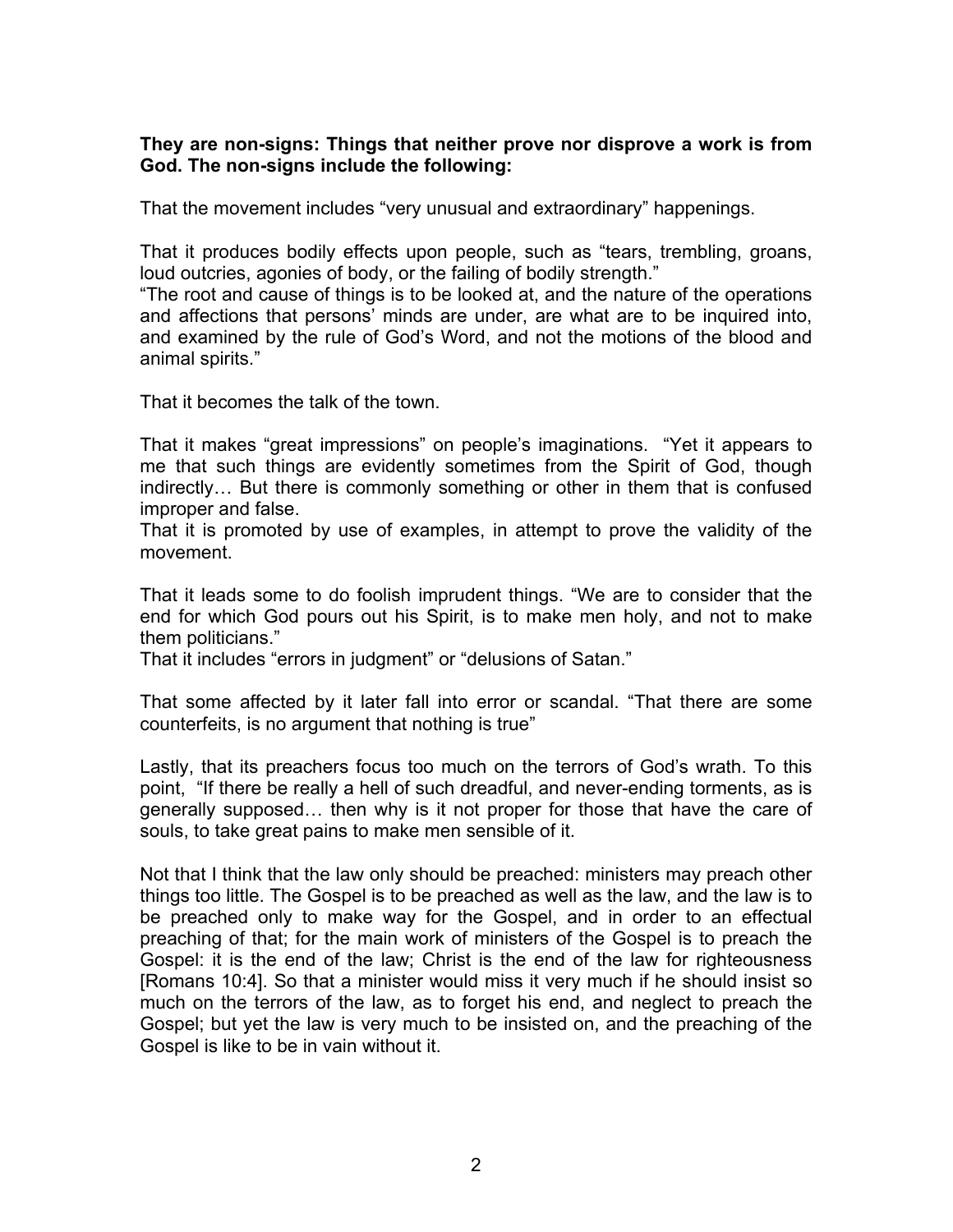**They are non-signs: Things that neither prove nor disprove a work is from God. The non-signs include the following:**

That the movement includes “very unusual and extraordinary” happenings.

That it produces bodily effects upon people, such as “tears, trembling, groans, loud outcries, agonies of body, or the failing of bodily strength.”
“The root and cause of things is to be looked at, and the nature of the operations and affections that persons’ minds are under, are what are to be inquired into, and examined by the rule of God’s Word, and not the motions of the blood and animal spirits.”

That it becomes the talk of the town.

That it makes “great impressions” on people’s imaginations. “Yet it appears to me that such things are evidently sometimes from the Spirit of God, though indirectly… But there is commonly something or other in them that is confused improper and false.
That it is promoted by use of examples, in attempt to prove the validity of the movement.

That it leads some to do foolish imprudent things. “We are to consider that the end for which God pours out his Spirit, is to make men holy, and not to make them politicians.”
That it includes “errors in judgment” or “delusions of Satan.”

That some affected by it later fall into error or scandal. “That there are some counterfeits, is no argument that nothing is true”

Lastly, that its preachers focus too much on the terrors of God’s wrath. To this point, “If there be really a hell of such dreadful, and never-ending torments, as is generally supposed… then why is it not proper for those that have the care of souls, to take great pains to make men sensible of it.

Not that I think that the law only should be preached: ministers may preach other things too little. The Gospel is to be preached as well as the law, and the law is to be preached only to make way for the Gospel, and in order to an effectual preaching of that; for the main work of ministers of the Gospel is to preach the Gospel: it is the end of the law; Christ is the end of the law for righteousness [Romans 10:4]. So that a minister would miss it very much if he should insist so much on the terrors of the law, as to forget his end, and neglect to preach the Gospel; but yet the law is very much to be insisted on, and the preaching of the Gospel is like to be in vain without it.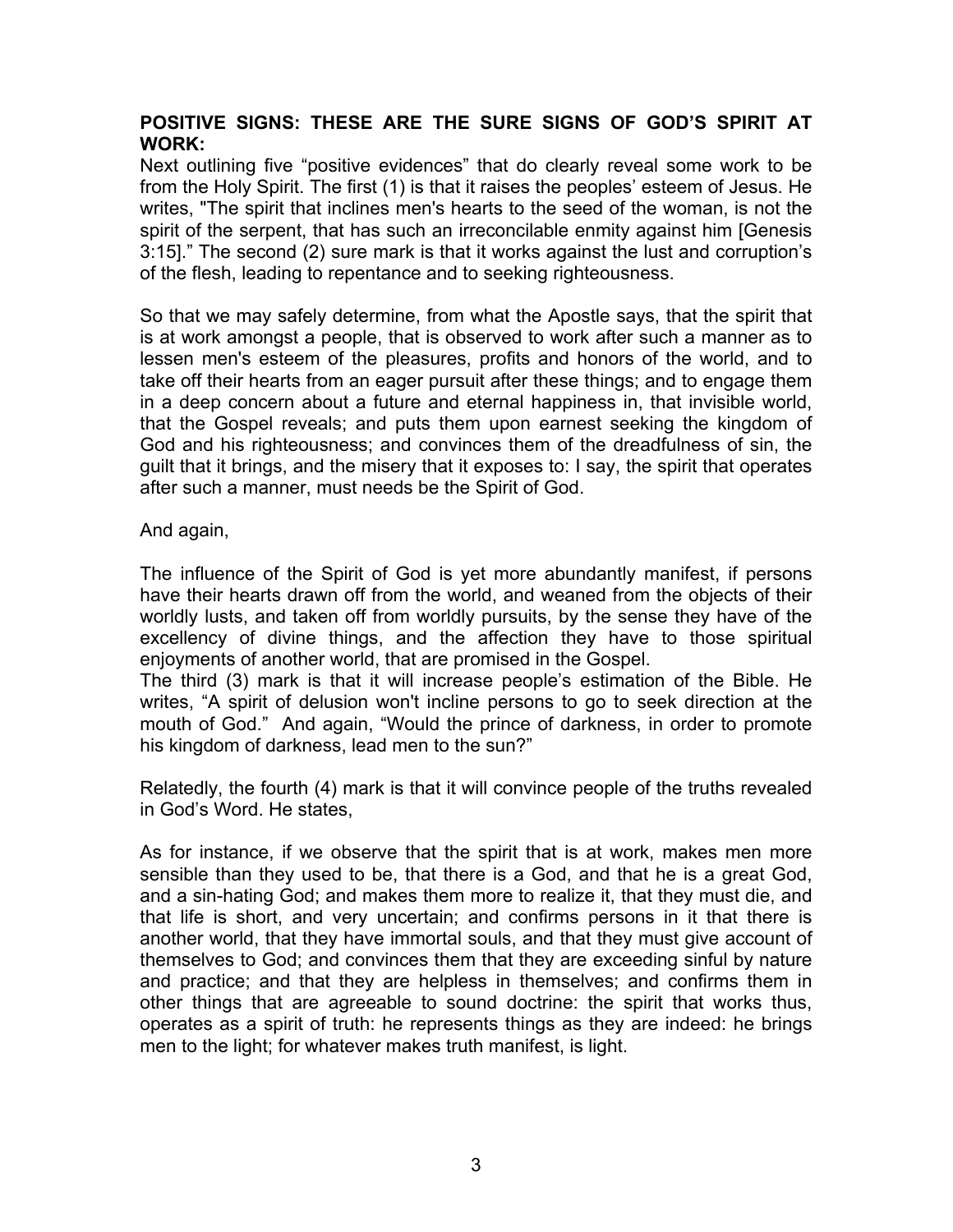**POSITIVE SIGNS: THESE ARE THE SURE SIGNS OF GOD'S SPIRIT AT WORK:**

Next outlining five "positive evidences" that do clearly reveal some work to be from the Holy Spirit. The first (1) is that it raises the peoples' esteem of Jesus. He writes, "The spirit that inclines men's hearts to the seed of the woman, is not the spirit of the serpent, that has such an irreconcilable enmity against him [Genesis 3:15]." The second (2) sure mark is that it works against the lust and corruption's of the flesh, leading to repentance and to seeking righteousness.

So that we may safely determine, from what the Apostle says, that the spirit that is at work amongst a people, that is observed to work after such a manner as to lessen men's esteem of the pleasures, profits and honors of the world, and to take off their hearts from an eager pursuit after these things; and to engage them in a deep concern about a future and eternal happiness in, that invisible world, that the Gospel reveals; and puts them upon earnest seeking the kingdom of God and his righteousness; and convinces them of the dreadfulness of sin, the guilt that it brings, and the misery that it exposes to: I say, the spirit that operates after such a manner, must needs be the Spirit of God.

And again,

The influence of the Spirit of God is yet more abundantly manifest, if persons have their hearts drawn off from the world, and weaned from the objects of their worldly lusts, and taken off from worldly pursuits, by the sense they have of the excellency of divine things, and the affection they have to those spiritual enjoyments of another world, that are promised in the Gospel.

The third (3) mark is that it will increase people's estimation of the Bible. He writes, "A spirit of delusion won't incline persons to go to seek direction at the mouth of God." And again, "Would the prince of darkness, in order to promote his kingdom of darkness, lead men to the sun?"

Relatedly, the fourth (4) mark is that it will convince people of the truths revealed in God's Word. He states,

As for instance, if we observe that the spirit that is at work, makes men more sensible than they used to be, that there is a God, and that he is a great God, and a sin-hating God; and makes them more to realize it, that they must die, and that life is short, and very uncertain; and confirms persons in it that there is another world, that they have immortal souls, and that they must give account of themselves to God; and convinces them that they are exceeding sinful by nature and practice; and that they are helpless in themselves; and confirms them in other things that are agreeable to sound doctrine: the spirit that works thus, operates as a spirit of truth: he represents things as they are indeed: he brings men to the light; for whatever makes truth manifest, is light.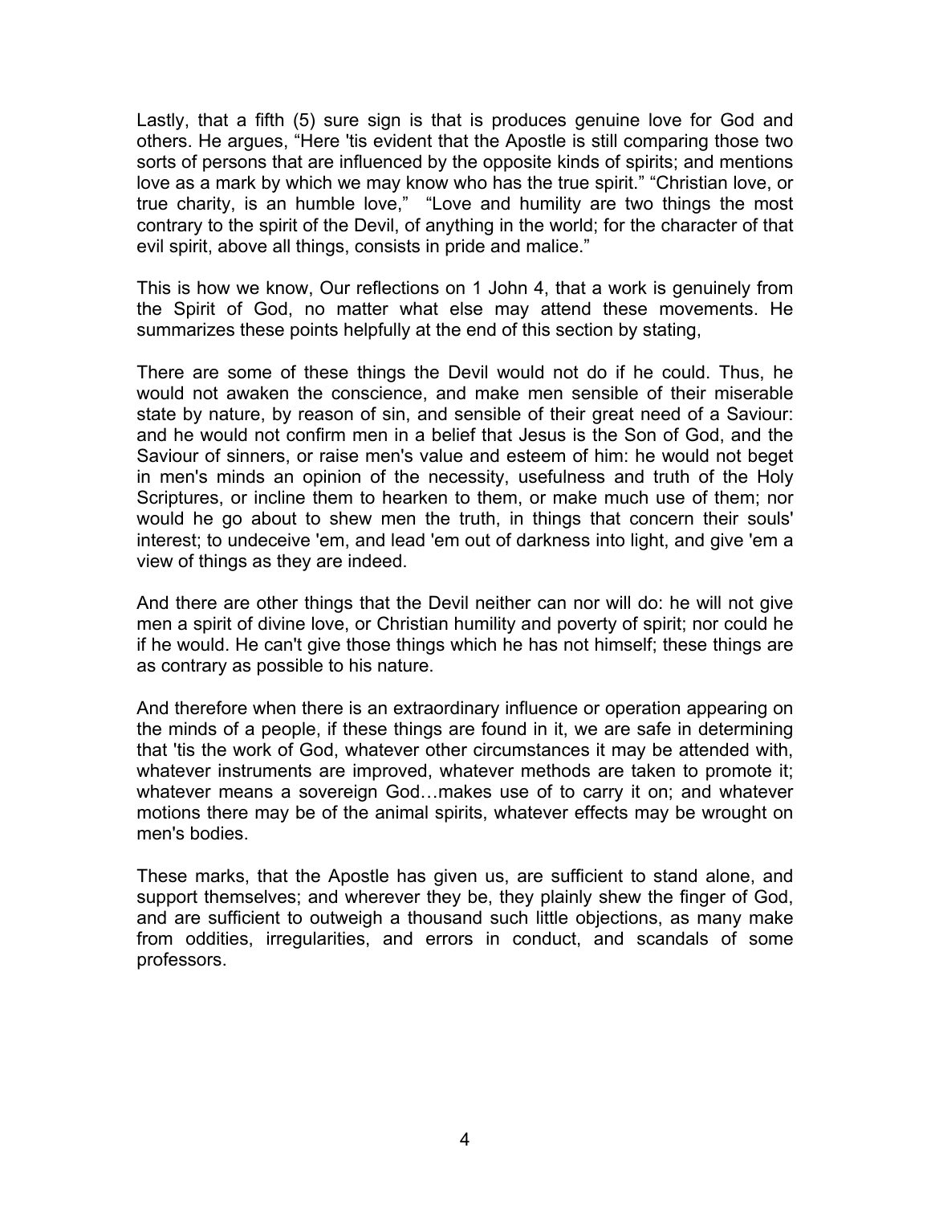Lastly, that a fifth (5) sure sign is that is produces genuine love for God and others. He argues, “Here 'tis evident that the Apostle is still comparing those two sorts of persons that are influenced by the opposite kinds of spirits; and mentions love as a mark by which we may know who has the true spirit.” “Christian love, or true charity, is an humble love,” “Love and humility are two things the most contrary to the spirit of the Devil, of anything in the world; for the character of that evil spirit, above all things, consists in pride and malice.”

This is how we know, Our reflections on 1 John 4, that a work is genuinely from the Spirit of God, no matter what else may attend these movements. He summarizes these points helpfully at the end of this section by stating,

There are some of these things the Devil would not do if he could. Thus, he would not awaken the conscience, and make men sensible of their miserable state by nature, by reason of sin, and sensible of their great need of a Saviour: and he would not confirm men in a belief that Jesus is the Son of God, and the Saviour of sinners, or raise men's value and esteem of him: he would not beget in men's minds an opinion of the necessity, usefulness and truth of the Holy Scriptures, or incline them to hearken to them, or make much use of them; nor would he go about to shew men the truth, in things that concern their souls' interest; to undeceive 'em, and lead 'em out of darkness into light, and give 'em a view of things as they are indeed.

And there are other things that the Devil neither can nor will do: he will not give men a spirit of divine love, or Christian humility and poverty of spirit; nor could he if he would. He can't give those things which he has not himself; these things are as contrary as possible to his nature.

And therefore when there is an extraordinary influence or operation appearing on the minds of a people, if these things are found in it, we are safe in determining that 'tis the work of God, whatever other circumstances it may be attended with, whatever instruments are improved, whatever methods are taken to promote it; whatever means a sovereign God…makes use of to carry it on; and whatever motions there may be of the animal spirits, whatever effects may be wrought on men's bodies.

These marks, that the Apostle has given us, are sufficient to stand alone, and support themselves; and wherever they be, they plainly shew the finger of God, and are sufficient to outweigh a thousand such little objections, as many make from oddities, irregularities, and errors in conduct, and scandals of some professors.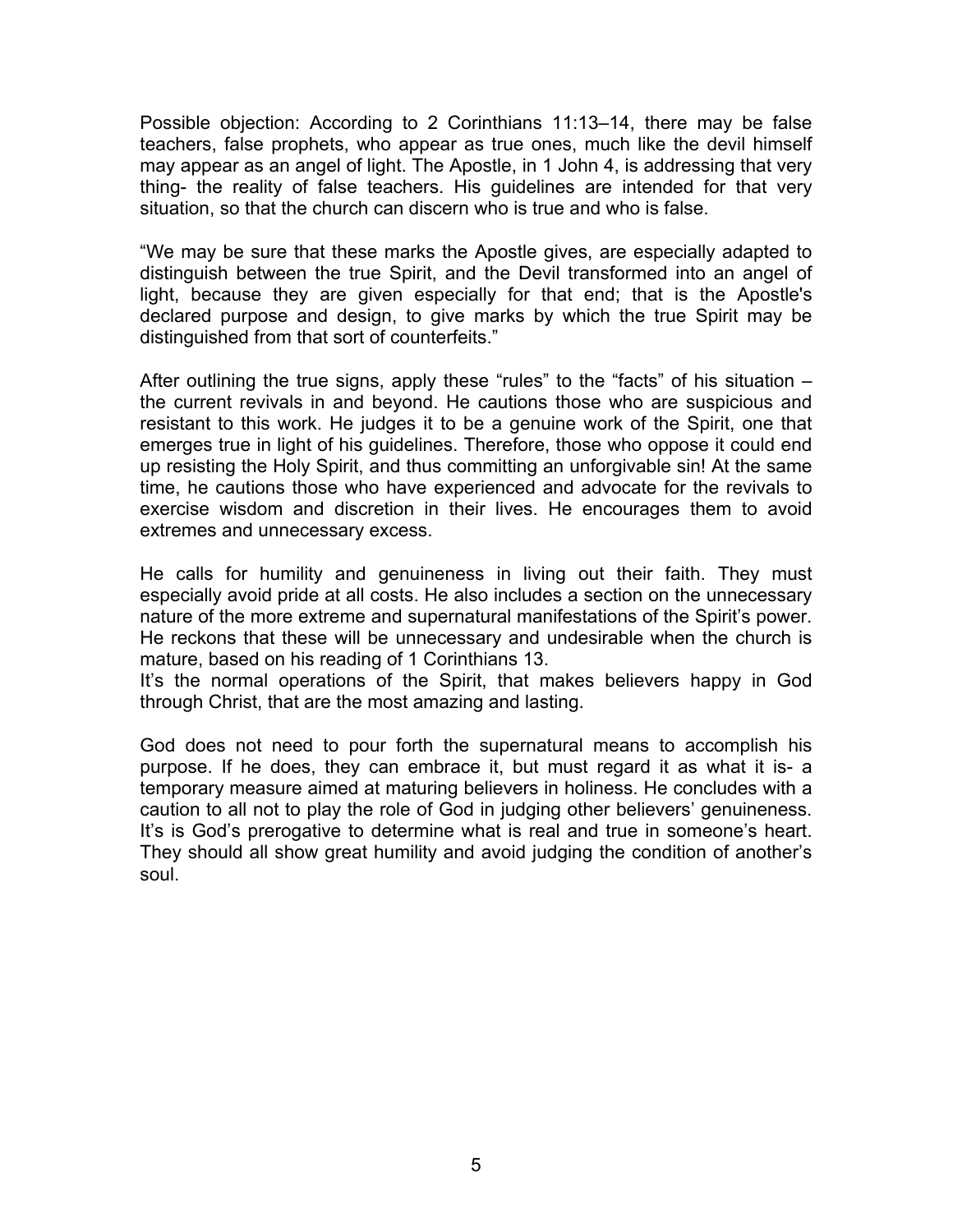Possible objection: According to 2 Corinthians 11:13–14, there may be false teachers, false prophets, who appear as true ones, much like the devil himself may appear as an angel of light. The Apostle, in 1 John 4, is addressing that very thing- the reality of false teachers. His guidelines are intended for that very situation, so that the church can discern who is true and who is false.

"We may be sure that these marks the Apostle gives, are especially adapted to distinguish between the true Spirit, and the Devil transformed into an angel of light, because they are given especially for that end; that is the Apostle's declared purpose and design, to give marks by which the true Spirit may be distinguished from that sort of counterfeits."

After outlining the true signs, apply these "rules" to the "facts" of his situation – the current revivals in and beyond. He cautions those who are suspicious and resistant to this work. He judges it to be a genuine work of the Spirit, one that emerges true in light of his guidelines. Therefore, those who oppose it could end up resisting the Holy Spirit, and thus committing an unforgivable sin! At the same time, he cautions those who have experienced and advocate for the revivals to exercise wisdom and discretion in their lives. He encourages them to avoid extremes and unnecessary excess.

He calls for humility and genuineness in living out their faith. They must especially avoid pride at all costs. He also includes a section on the unnecessary nature of the more extreme and supernatural manifestations of the Spirit's power. He reckons that these will be unnecessary and undesirable when the church is mature, based on his reading of 1 Corinthians 13.
It's the normal operations of the Spirit, that makes believers happy in God through Christ, that are the most amazing and lasting.

God does not need to pour forth the supernatural means to accomplish his purpose. If he does, they can embrace it, but must regard it as what it is- a temporary measure aimed at maturing believers in holiness. He concludes with a caution to all not to play the role of God in judging other believers' genuineness. It's is God's prerogative to determine what is real and true in someone's heart. They should all show great humility and avoid judging the condition of another's soul.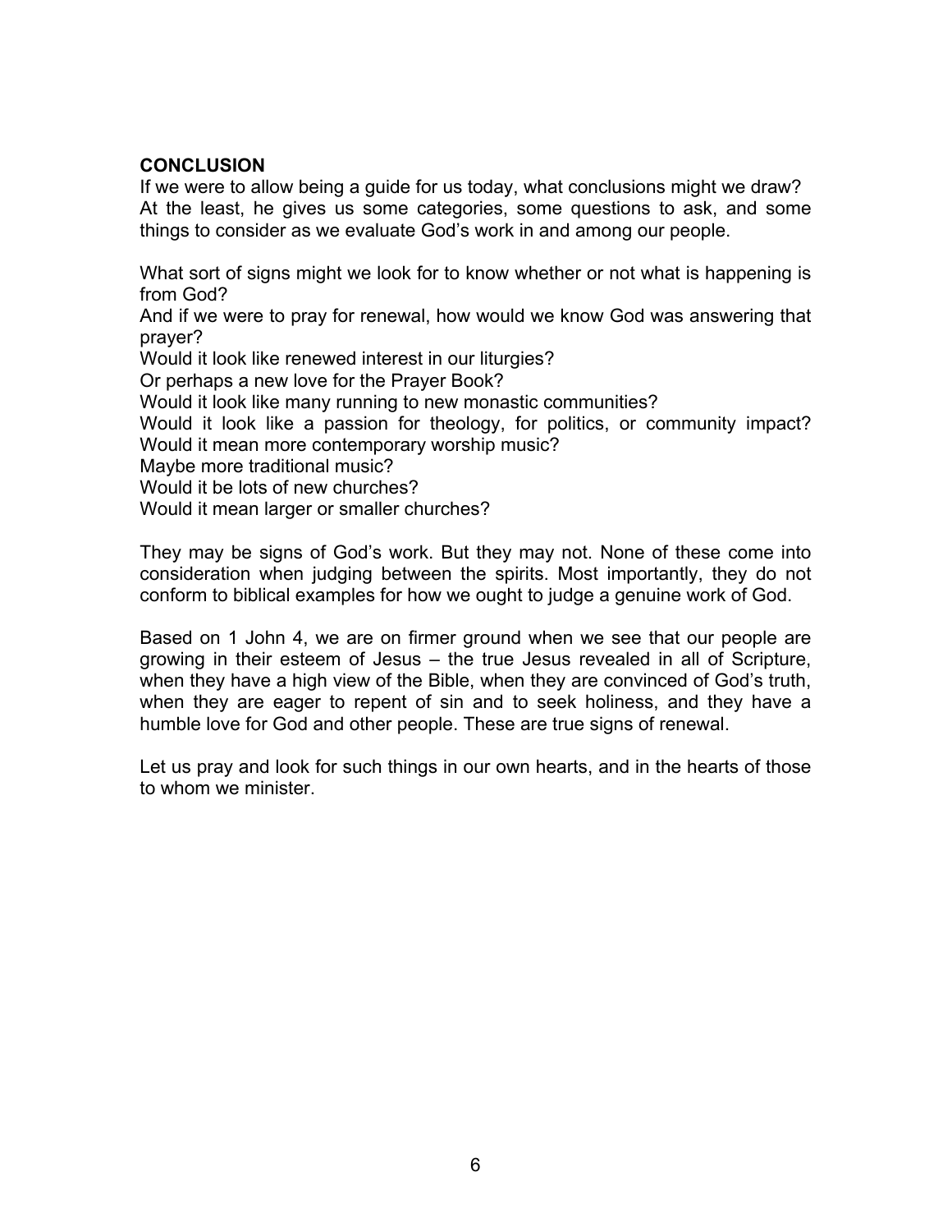**CONCLUSION**

If we were to allow being a guide for us today, what conclusions might we draw? At the least, he gives us some categories, some questions to ask, and some things to consider as we evaluate God's work in and among our people.

What sort of signs might we look for to know whether or not what is happening is from God?
And if we were to pray for renewal, how would we know God was answering that prayer?
Would it look like renewed interest in our liturgies?
Or perhaps a new love for the Prayer Book?
Would it look like many running to new monastic communities?
Would it look like a passion for theology, for politics, or community impact?
Would it mean more contemporary worship music?
Maybe more traditional music?
Would it be lots of new churches?
Would it mean larger or smaller churches?

They may be signs of God's work. But they may not. None of these come into consideration when judging between the spirits. Most importantly, they do not conform to biblical examples for how we ought to judge a genuine work of God.

Based on 1 John 4, we are on firmer ground when we see that our people are growing in their esteem of Jesus – the true Jesus revealed in all of Scripture, when they have a high view of the Bible, when they are convinced of God's truth, when they are eager to repent of sin and to seek holiness, and they have a humble love for God and other people. These are true signs of renewal.

Let us pray and look for such things in our own hearts, and in the hearts of those to whom we minister.